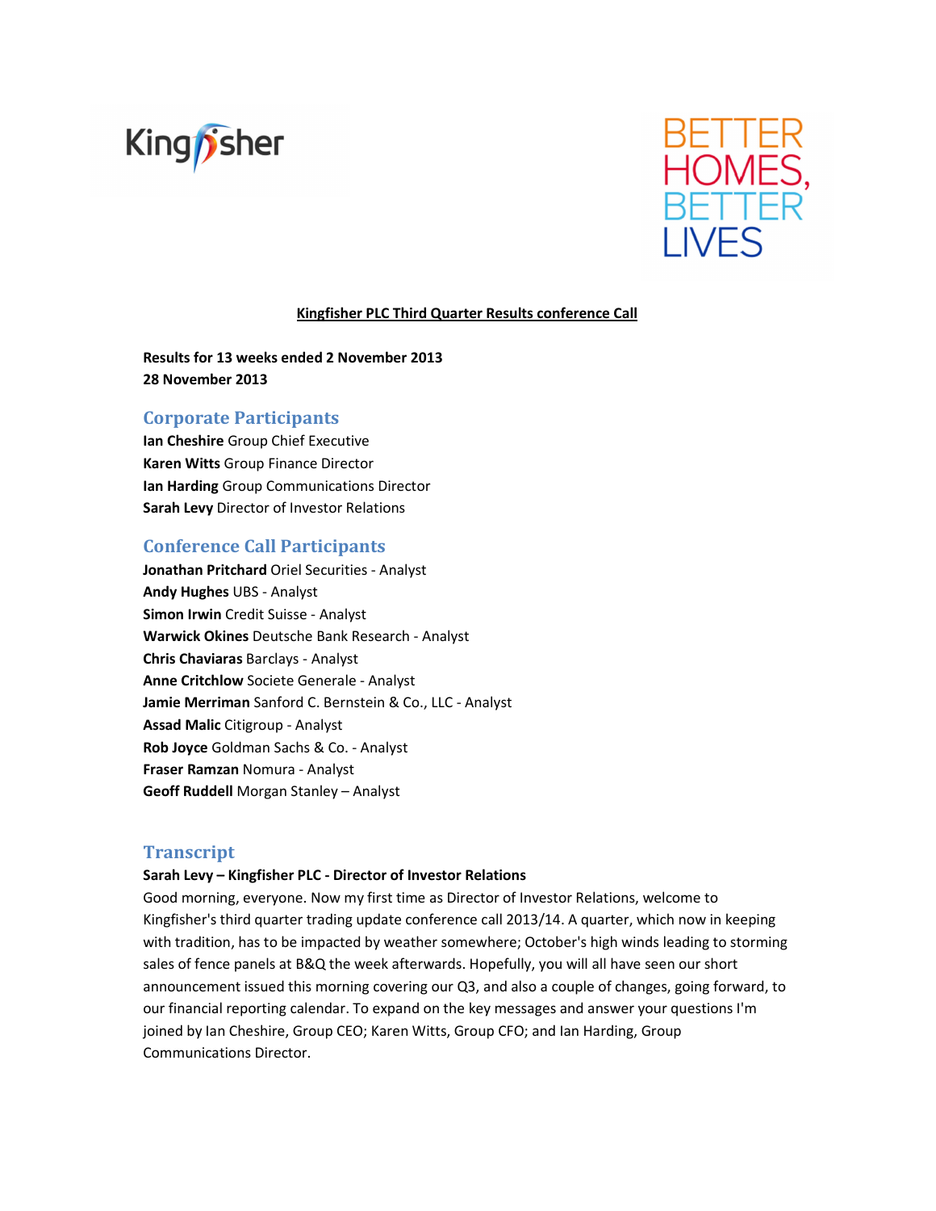Kingfisher

BETTER HOMES, BETTER LIVES

**Kingfisher PLC Third Quarter Results conference Call**

**Results for 13 weeks ended 2 November 2013**
**28 November 2013**

## Corporate Participants

**Ian Cheshire** Group Chief Executive
**Karen Witts** Group Finance Director
**Ian Harding** Group Communications Director
**Sarah Levy** Director of Investor Relations

## Conference Call Participants

**Jonathan Pritchard** Oriel Securities - Analyst
**Andy Hughes** UBS - Analyst
**Simon Irwin** Credit Suisse - Analyst
**Warwick Okines** Deutsche Bank Research - Analyst
**Chris Chaviaras** Barclays - Analyst
**Anne Critchlow** Societe Generale - Analyst
**Jamie Merriman** Sanford C. Bernstein & Co., LLC - Analyst
**Assad Malic** Citigroup - Analyst
**Rob Joyce** Goldman Sachs & Co. - Analyst
**Fraser Ramzan** Nomura - Analyst
**Geoff Ruddell** Morgan Stanley – Analyst

## Transcript

**Sarah Levy – Kingfisher PLC - Director of Investor Relations**

Good morning, everyone. Now my first time as Director of Investor Relations, welcome to Kingfisher's third quarter trading update conference call 2013/14. A quarter, which now in keeping with tradition, has to be impacted by weather somewhere; October's high winds leading to storming sales of fence panels at B&Q the week afterwards. Hopefully, you will all have seen our short announcement issued this morning covering our Q3, and also a couple of changes, going forward, to our financial reporting calendar. To expand on the key messages and answer your questions I'm joined by Ian Cheshire, Group CEO; Karen Witts, Group CFO; and Ian Harding, Group Communications Director.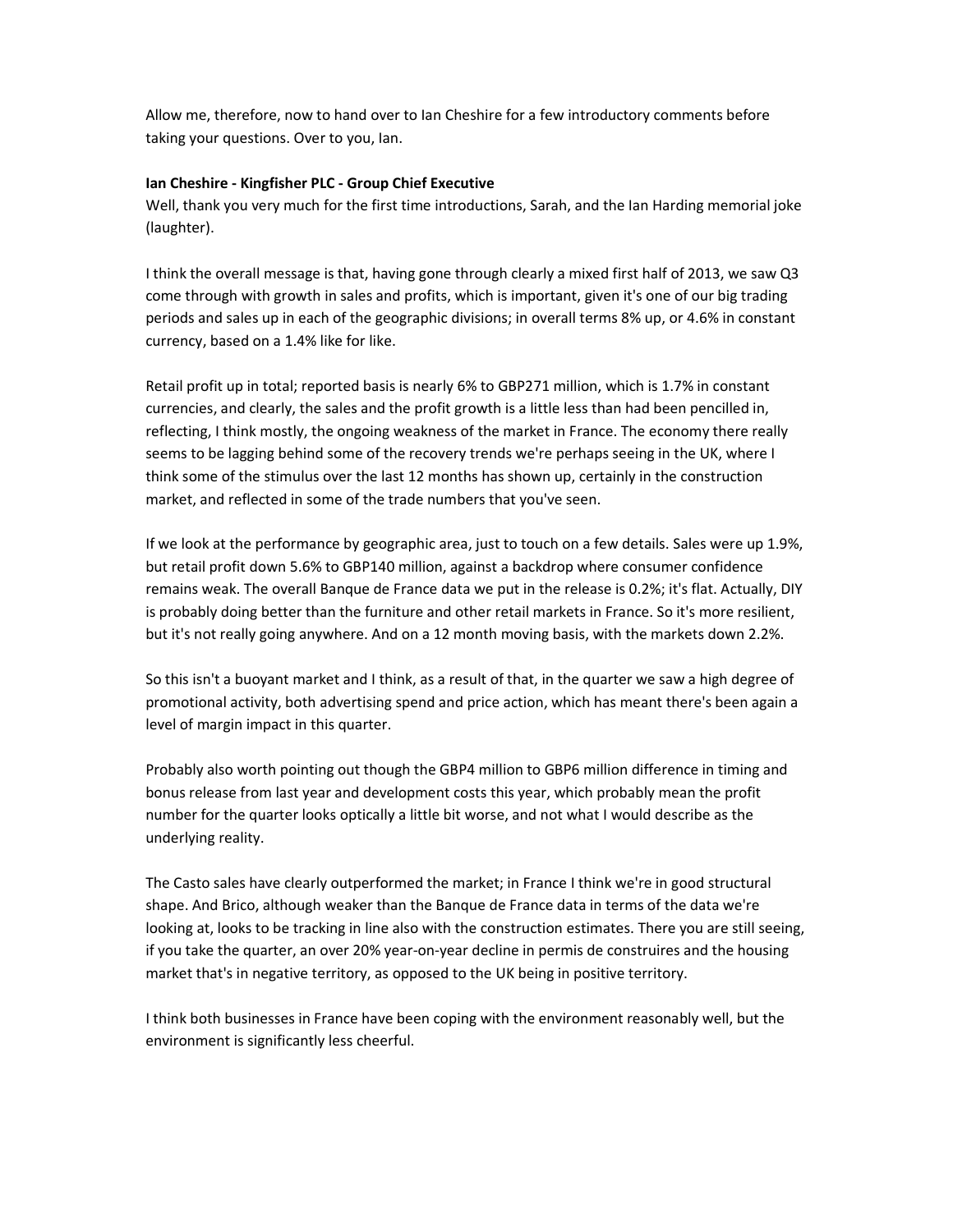Allow me, therefore, now to hand over to Ian Cheshire for a few introductory comments before taking your questions. Over to you, Ian.

**Ian Cheshire - Kingfisher PLC - Group Chief Executive**

Well, thank you very much for the first time introductions, Sarah, and the Ian Harding memorial joke (laughter).

I think the overall message is that, having gone through clearly a mixed first half of 2013, we saw Q3 come through with growth in sales and profits, which is important, given it's one of our big trading periods and sales up in each of the geographic divisions; in overall terms 8% up, or 4.6% in constant currency, based on a 1.4% like for like.

Retail profit up in total; reported basis is nearly 6% to GBP271 million, which is 1.7% in constant currencies, and clearly, the sales and the profit growth is a little less than had been pencilled in, reflecting, I think mostly, the ongoing weakness of the market in France. The economy there really seems to be lagging behind some of the recovery trends we're perhaps seeing in the UK, where I think some of the stimulus over the last 12 months has shown up, certainly in the construction market, and reflected in some of the trade numbers that you've seen.

If we look at the performance by geographic area, just to touch on a few details. Sales were up 1.9%, but retail profit down 5.6% to GBP140 million, against a backdrop where consumer confidence remains weak. The overall Banque de France data we put in the release is 0.2%; it's flat. Actually, DIY is probably doing better than the furniture and other retail markets in France. So it's more resilient, but it's not really going anywhere. And on a 12 month moving basis, with the markets down 2.2%.

So this isn't a buoyant market and I think, as a result of that, in the quarter we saw a high degree of promotional activity, both advertising spend and price action, which has meant there's been again a level of margin impact in this quarter.

Probably also worth pointing out though the GBP4 million to GBP6 million difference in timing and bonus release from last year and development costs this year, which probably mean the profit number for the quarter looks optically a little bit worse, and not what I would describe as the underlying reality.

The Casto sales have clearly outperformed the market; in France I think we're in good structural shape. And Brico, although weaker than the Banque de France data in terms of the data we're looking at, looks to be tracking in line also with the construction estimates. There you are still seeing, if you take the quarter, an over 20% year-on-year decline in permis de construires and the housing market that's in negative territory, as opposed to the UK being in positive territory.

I think both businesses in France have been coping with the environment reasonably well, but the environment is significantly less cheerful.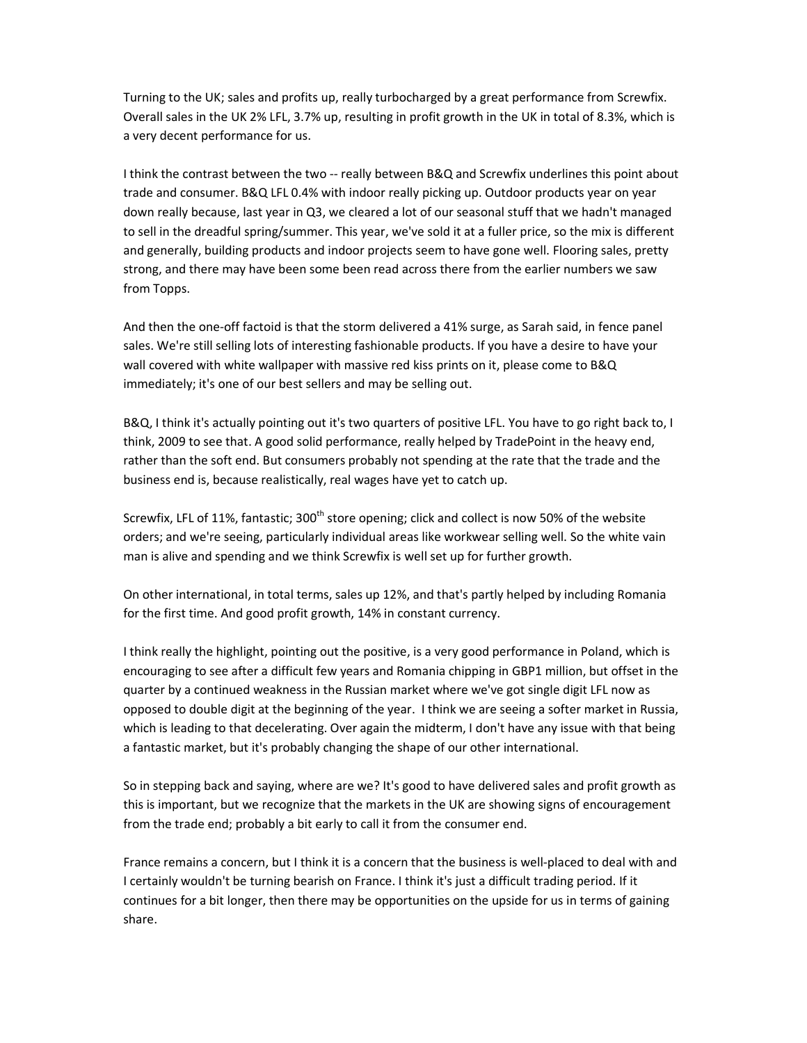Turning to the UK; sales and profits up, really turbocharged by a great performance from Screwfix. Overall sales in the UK 2% LFL, 3.7% up, resulting in profit growth in the UK in total of 8.3%, which is a very decent performance for us.

I think the contrast between the two -- really between B&Q and Screwfix underlines this point about trade and consumer. B&Q LFL 0.4% with indoor really picking up. Outdoor products year on year down really because, last year in Q3, we cleared a lot of our seasonal stuff that we hadn't managed to sell in the dreadful spring/summer. This year, we've sold it at a fuller price, so the mix is different and generally, building products and indoor projects seem to have gone well. Flooring sales, pretty strong, and there may have been some been read across there from the earlier numbers we saw from Topps.

And then the one-off factoid is that the storm delivered a 41% surge, as Sarah said, in fence panel sales. We're still selling lots of interesting fashionable products. If you have a desire to have your wall covered with white wallpaper with massive red kiss prints on it, please come to B&Q immediately; it's one of our best sellers and may be selling out.

B&Q, I think it's actually pointing out it's two quarters of positive LFL. You have to go right back to, I think, 2009 to see that. A good solid performance, really helped by TradePoint in the heavy end, rather than the soft end. But consumers probably not spending at the rate that the trade and the business end is, because realistically, real wages have yet to catch up.

Screwfix, LFL of 11%, fantastic; 300th store opening; click and collect is now 50% of the website orders; and we're seeing, particularly individual areas like workwear selling well. So the white vain man is alive and spending and we think Screwfix is well set up for further growth.

On other international, in total terms, sales up 12%, and that's partly helped by including Romania for the first time. And good profit growth, 14% in constant currency.

I think really the highlight, pointing out the positive, is a very good performance in Poland, which is encouraging to see after a difficult few years and Romania chipping in GBP1 million, but offset in the quarter by a continued weakness in the Russian market where we've got single digit LFL now as opposed to double digit at the beginning of the year. I think we are seeing a softer market in Russia, which is leading to that decelerating. Over again the midterm, I don't have any issue with that being a fantastic market, but it's probably changing the shape of our other international.

So in stepping back and saying, where are we? It's good to have delivered sales and profit growth as this is important, but we recognize that the markets in the UK are showing signs of encouragement from the trade end; probably a bit early to call it from the consumer end.

France remains a concern, but I think it is a concern that the business is well-placed to deal with and I certainly wouldn't be turning bearish on France. I think it's just a difficult trading period. If it continues for a bit longer, then there may be opportunities on the upside for us in terms of gaining share.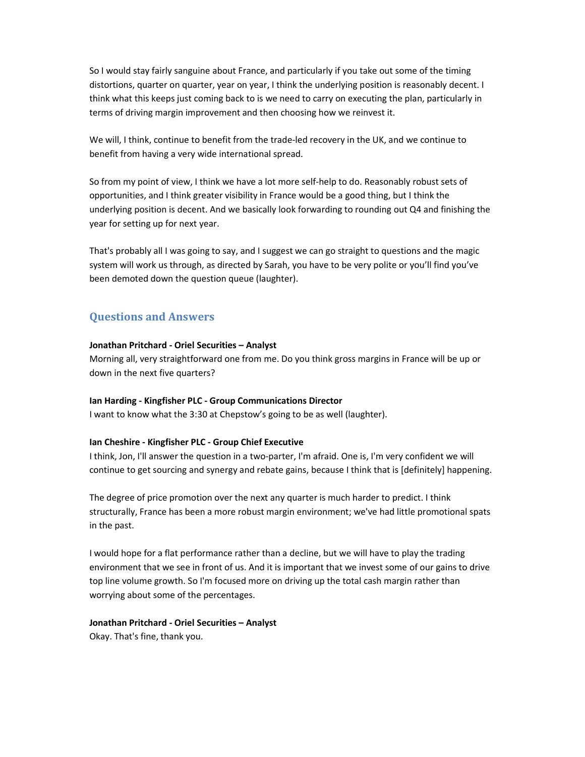So I would stay fairly sanguine about France, and particularly if you take out some of the timing distortions, quarter on quarter, year on year, I think the underlying position is reasonably decent. I think what this keeps just coming back to is we need to carry on executing the plan, particularly in terms of driving margin improvement and then choosing how we reinvest it.

We will, I think, continue to benefit from the trade-led recovery in the UK, and we continue to benefit from having a very wide international spread.

So from my point of view, I think we have a lot more self-help to do. Reasonably robust sets of opportunities, and I think greater visibility in France would be a good thing, but I think the underlying position is decent. And we basically look forwarding to rounding out Q4 and finishing the year for setting up for next year.

That's probably all I was going to say, and I suggest we can go straight to questions and the magic system will work us through, as directed by Sarah, you have to be very polite or you'll find you've been demoted down the question queue (laughter).

## Questions and Answers

**Jonathan Pritchard - Oriel Securities – Analyst**
Morning all, very straightforward one from me. Do you think gross margins in France will be up or down in the next five quarters?

**Ian Harding - Kingfisher PLC - Group Communications Director**
I want to know what the 3:30 at Chepstow's going to be as well (laughter).

**Ian Cheshire - Kingfisher PLC - Group Chief Executive**
I think, Jon, I'll answer the question in a two-parter, I'm afraid. One is, I'm very confident we will continue to get sourcing and synergy and rebate gains, because I think that is [definitely] happening.

The degree of price promotion over the next any quarter is much harder to predict. I think structurally, France has been a more robust margin environment; we've had little promotional spats in the past.

I would hope for a flat performance rather than a decline, but we will have to play the trading environment that we see in front of us. And it is important that we invest some of our gains to drive top line volume growth. So I'm focused more on driving up the total cash margin rather than worrying about some of the percentages.

**Jonathan Pritchard - Oriel Securities – Analyst**
Okay. That's fine, thank you.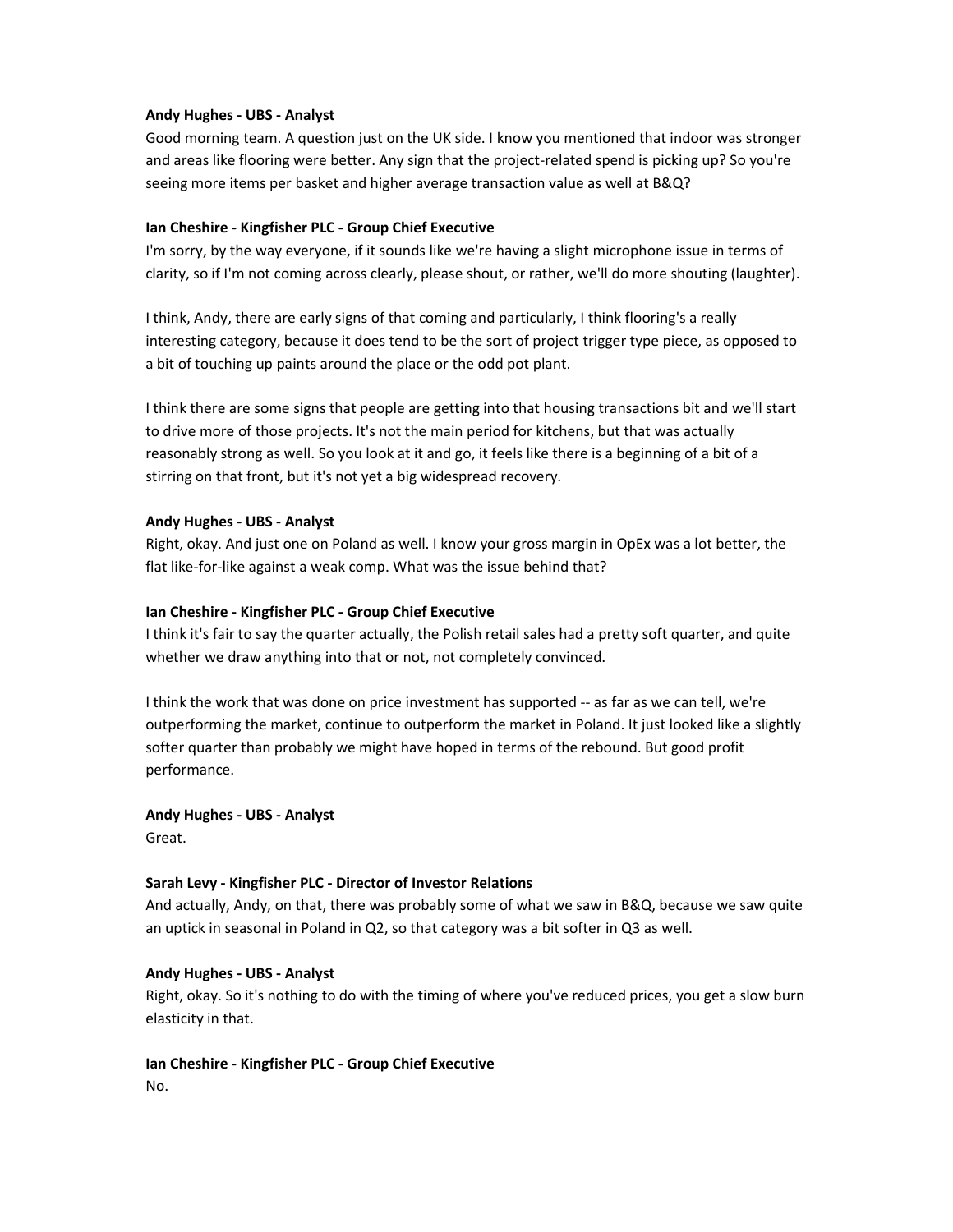**Andy Hughes - UBS - Analyst**

Good morning team. A question just on the UK side. I know you mentioned that indoor was stronger and areas like flooring were better. Any sign that the project-related spend is picking up? So you're seeing more items per basket and higher average transaction value as well at B&Q?

**Ian Cheshire - Kingfisher PLC - Group Chief Executive**

I'm sorry, by the way everyone, if it sounds like we're having a slight microphone issue in terms of clarity, so if I'm not coming across clearly, please shout, or rather, we'll do more shouting (laughter).

I think, Andy, there are early signs of that coming and particularly, I think flooring's a really interesting category, because it does tend to be the sort of project trigger type piece, as opposed to a bit of touching up paints around the place or the odd pot plant.

I think there are some signs that people are getting into that housing transactions bit and we'll start to drive more of those projects. It's not the main period for kitchens, but that was actually reasonably strong as well. So you look at it and go, it feels like there is a beginning of a bit of a stirring on that front, but it's not yet a big widespread recovery.

**Andy Hughes - UBS - Analyst**

Right, okay. And just one on Poland as well. I know your gross margin in OpEx was a lot better, the flat like-for-like against a weak comp. What was the issue behind that?

**Ian Cheshire - Kingfisher PLC - Group Chief Executive**

I think it's fair to say the quarter actually, the Polish retail sales had a pretty soft quarter, and quite whether we draw anything into that or not, not completely convinced.

I think the work that was done on price investment has supported -- as far as we can tell, we're outperforming the market, continue to outperform the market in Poland. It just looked like a slightly softer quarter than probably we might have hoped in terms of the rebound. But good profit performance.

**Andy Hughes - UBS - Analyst**

Great.

**Sarah Levy - Kingfisher PLC - Director of Investor Relations**

And actually, Andy, on that, there was probably some of what we saw in B&Q, because we saw quite an uptick in seasonal in Poland in Q2, so that category was a bit softer in Q3 as well.

**Andy Hughes - UBS - Analyst**

Right, okay. So it's nothing to do with the timing of where you've reduced prices, you get a slow burn elasticity in that.

**Ian Cheshire - Kingfisher PLC - Group Chief Executive**

No.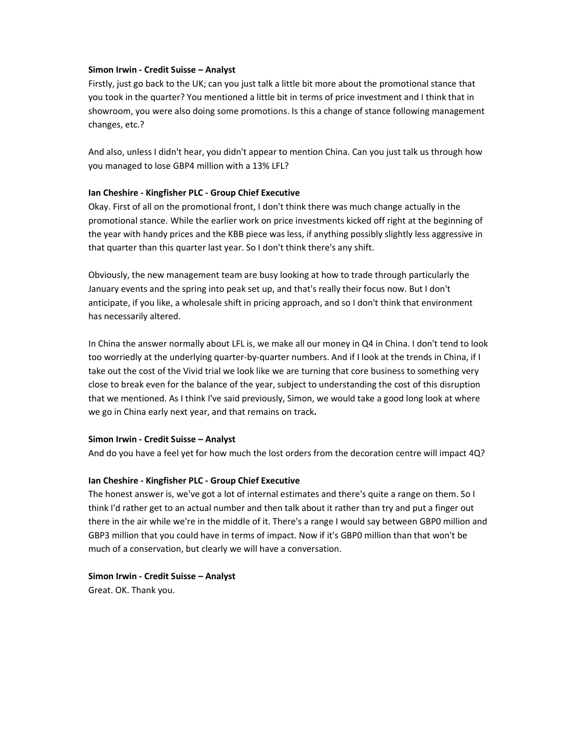**Simon Irwin - Credit Suisse – Analyst**

Firstly, just go back to the UK; can you just talk a little bit more about the promotional stance that you took in the quarter? You mentioned a little bit in terms of price investment and I think that in showroom, you were also doing some promotions. Is this a change of stance following management changes, etc.?

And also, unless I didn't hear, you didn't appear to mention China. Can you just talk us through how you managed to lose GBP4 million with a 13% LFL?

**Ian Cheshire - Kingfisher PLC - Group Chief Executive**

Okay. First of all on the promotional front, I don't think there was much change actually in the promotional stance. While the earlier work on price investments kicked off right at the beginning of the year with handy prices and the KBB piece was less, if anything possibly slightly less aggressive in that quarter than this quarter last year. So I don't think there's any shift.

Obviously, the new management team are busy looking at how to trade through particularly the January events and the spring into peak set up, and that's really their focus now. But I don't anticipate, if you like, a wholesale shift in pricing approach, and so I don't think that environment has necessarily altered.

In China the answer normally about LFL is, we make all our money in Q4 in China. I don't tend to look too worriedly at the underlying quarter-by-quarter numbers. And if I look at the trends in China, if I take out the cost of the Vivid trial we look like we are turning that core business to something very close to break even for the balance of the year, subject to understanding the cost of this disruption that we mentioned. As I think I've said previously, Simon, we would take a good long look at where we go in China early next year, and that remains on track**.**

**Simon Irwin - Credit Suisse – Analyst**

And do you have a feel yet for how much the lost orders from the decoration centre will impact 4Q?

**Ian Cheshire - Kingfisher PLC - Group Chief Executive**

The honest answer is, we've got a lot of internal estimates and there's quite a range on them. So I think I'd rather get to an actual number and then talk about it rather than try and put a finger out there in the air while we're in the middle of it. There's a range I would say between GBP0 million and GBP3 million that you could have in terms of impact. Now if it's GBP0 million than that won't be much of a conservation, but clearly we will have a conversation.

**Simon Irwin - Credit Suisse – Analyst**

Great. OK. Thank you.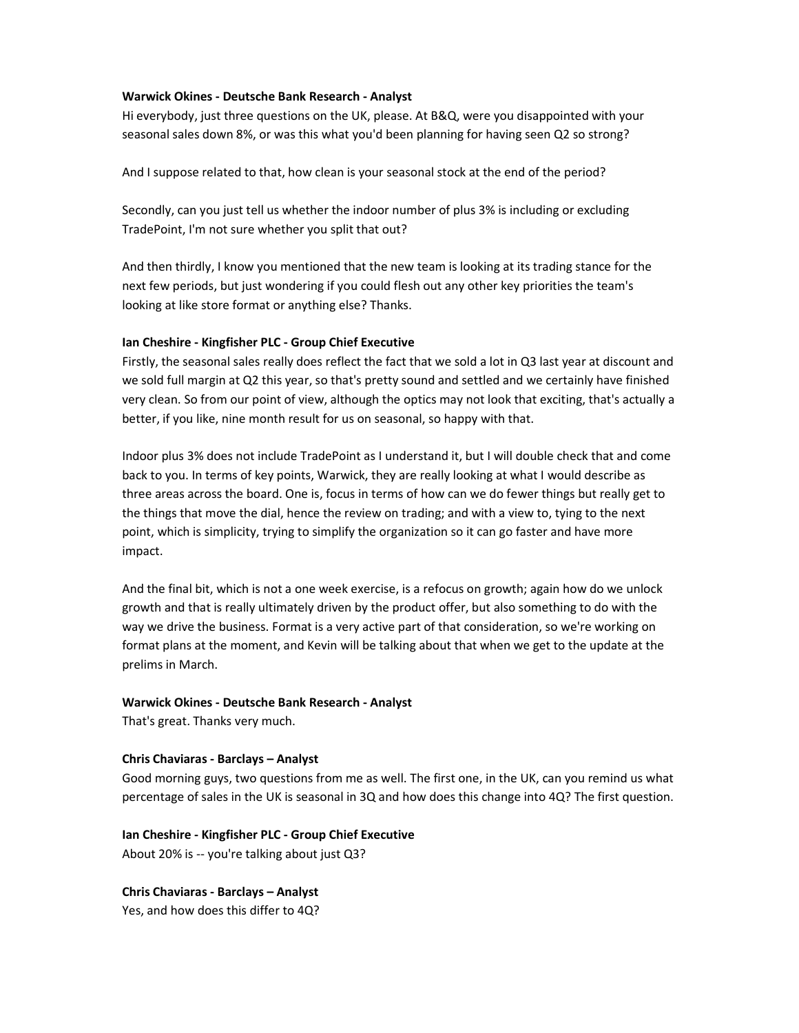**Warwick Okines - Deutsche Bank Research - Analyst**

Hi everybody, just three questions on the UK, please. At B&Q, were you disappointed with your seasonal sales down 8%, or was this what you'd been planning for having seen Q2 so strong?

And I suppose related to that, how clean is your seasonal stock at the end of the period?

Secondly, can you just tell us whether the indoor number of plus 3% is including or excluding TradePoint, I'm not sure whether you split that out?

And then thirdly, I know you mentioned that the new team is looking at its trading stance for the next few periods, but just wondering if you could flesh out any other key priorities the team's looking at like store format or anything else? Thanks.

**Ian Cheshire - Kingfisher PLC - Group Chief Executive**

Firstly, the seasonal sales really does reflect the fact that we sold a lot in Q3 last year at discount and we sold full margin at Q2 this year, so that's pretty sound and settled and we certainly have finished very clean. So from our point of view, although the optics may not look that exciting, that's actually a better, if you like, nine month result for us on seasonal, so happy with that.

Indoor plus 3% does not include TradePoint as I understand it, but I will double check that and come back to you. In terms of key points, Warwick, they are really looking at what I would describe as three areas across the board. One is, focus in terms of how can we do fewer things but really get to the things that move the dial, hence the review on trading; and with a view to, tying to the next point, which is simplicity, trying to simplify the organization so it can go faster and have more impact.

And the final bit, which is not a one week exercise, is a refocus on growth; again how do we unlock growth and that is really ultimately driven by the product offer, but also something to do with the way we drive the business. Format is a very active part of that consideration, so we're working on format plans at the moment, and Kevin will be talking about that when we get to the update at the prelims in March.

**Warwick Okines - Deutsche Bank Research - Analyst**

That's great. Thanks very much.

**Chris Chaviaras - Barclays – Analyst**

Good morning guys, two questions from me as well. The first one, in the UK, can you remind us what percentage of sales in the UK is seasonal in 3Q and how does this change into 4Q? The first question.

**Ian Cheshire - Kingfisher PLC - Group Chief Executive**

About 20% is -- you're talking about just Q3?

**Chris Chaviaras - Barclays – Analyst**

Yes, and how does this differ to 4Q?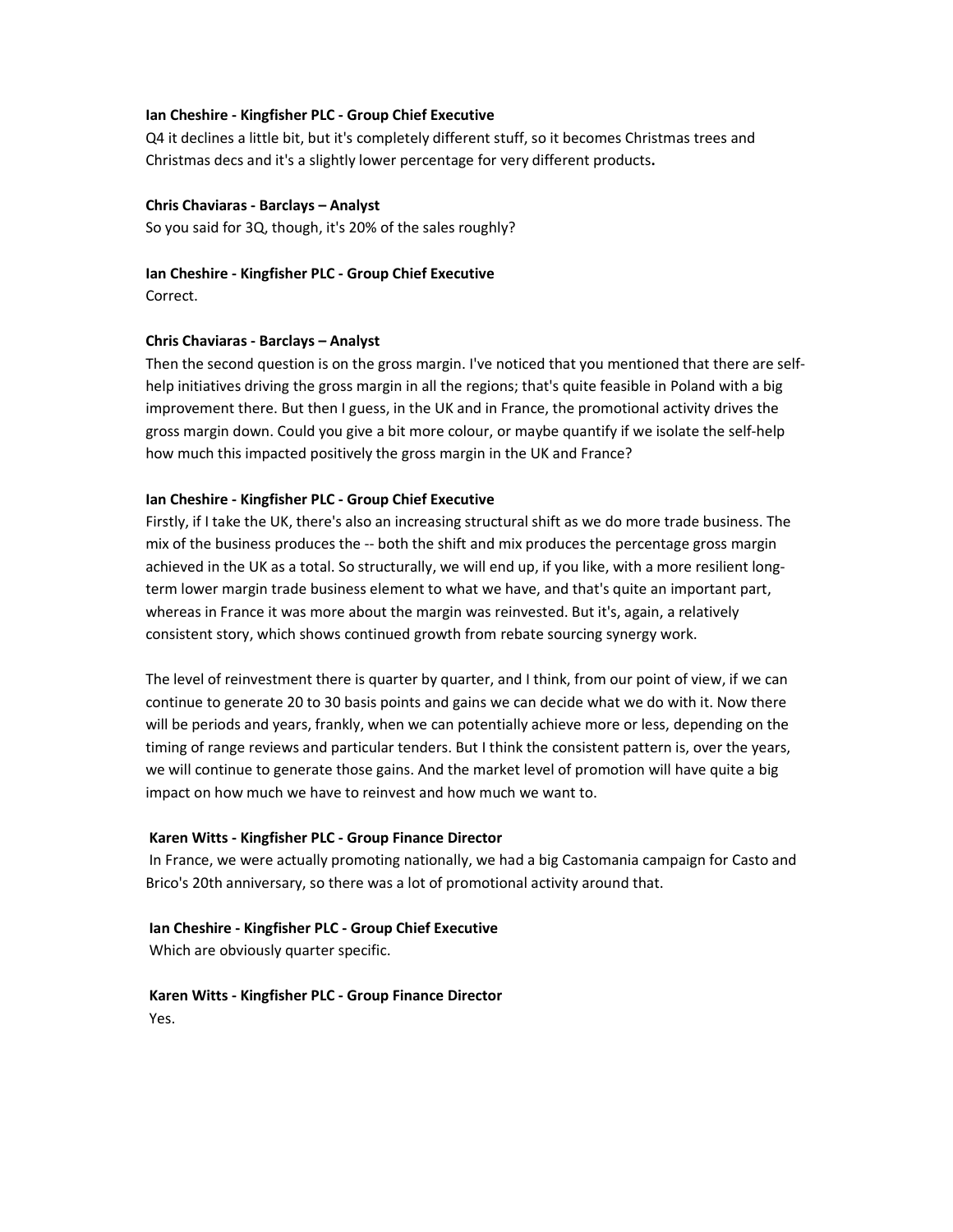**Ian Cheshire - Kingfisher PLC - Group Chief Executive**

Q4 it declines a little bit, but it's completely different stuff, so it becomes Christmas trees and Christmas decs and it's a slightly lower percentage for very different products**.**

**Chris Chaviaras - Barclays – Analyst**

So you said for 3Q, though, it's 20% of the sales roughly?

**Ian Cheshire - Kingfisher PLC - Group Chief Executive**

Correct.

**Chris Chaviaras - Barclays – Analyst**

Then the second question is on the gross margin. I've noticed that you mentioned that there are self-help initiatives driving the gross margin in all the regions; that's quite feasible in Poland with a big improvement there. But then I guess, in the UK and in France, the promotional activity drives the gross margin down. Could you give a bit more colour, or maybe quantify if we isolate the self-help how much this impacted positively the gross margin in the UK and France?

**Ian Cheshire - Kingfisher PLC - Group Chief Executive**

Firstly, if I take the UK, there's also an increasing structural shift as we do more trade business. The mix of the business produces the -- both the shift and mix produces the percentage gross margin achieved in the UK as a total. So structurally, we will end up, if you like, with a more resilient long-term lower margin trade business element to what we have, and that's quite an important part, whereas in France it was more about the margin was reinvested. But it's, again, a relatively consistent story, which shows continued growth from rebate sourcing synergy work.

The level of reinvestment there is quarter by quarter, and I think, from our point of view, if we can continue to generate 20 to 30 basis points and gains we can decide what we do with it. Now there will be periods and years, frankly, when we can potentially achieve more or less, depending on the timing of range reviews and particular tenders. But I think the consistent pattern is, over the years, we will continue to generate those gains. And the market level of promotion will have quite a big impact on how much we have to reinvest and how much we want to.

**Karen Witts - Kingfisher PLC - Group Finance Director**

In France, we were actually promoting nationally, we had a big Castomania campaign for Casto and Brico's 20th anniversary, so there was a lot of promotional activity around that.

**Ian Cheshire - Kingfisher PLC - Group Chief Executive**

Which are obviously quarter specific.

**Karen Witts - Kingfisher PLC - Group Finance Director**

Yes.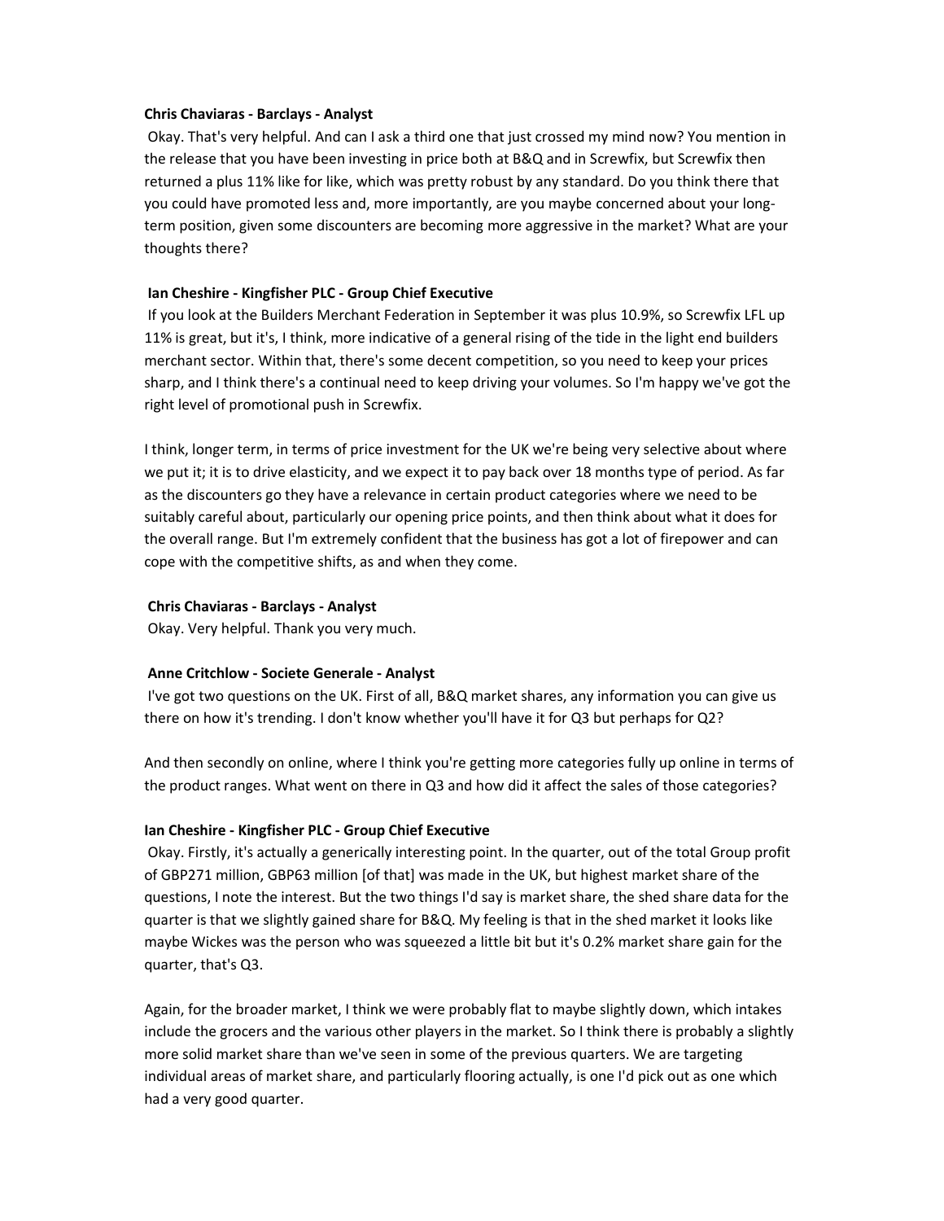**Chris Chaviaras - Barclays - Analyst**

Okay. That's very helpful. And can I ask a third one that just crossed my mind now? You mention in the release that you have been investing in price both at B&Q and in Screwfix, but Screwfix then returned a plus 11% like for like, which was pretty robust by any standard. Do you think there that you could have promoted less and, more importantly, are you maybe concerned about your long-term position, given some discounters are becoming more aggressive in the market? What are your thoughts there?

**Ian Cheshire - Kingfisher PLC - Group Chief Executive**

If you look at the Builders Merchant Federation in September it was plus 10.9%, so Screwfix LFL up 11% is great, but it's, I think, more indicative of a general rising of the tide in the light end builders merchant sector. Within that, there's some decent competition, so you need to keep your prices sharp, and I think there's a continual need to keep driving your volumes. So I'm happy we've got the right level of promotional push in Screwfix.

I think, longer term, in terms of price investment for the UK we're being very selective about where we put it; it is to drive elasticity, and we expect it to pay back over 18 months type of period. As far as the discounters go they have a relevance in certain product categories where we need to be suitably careful about, particularly our opening price points, and then think about what it does for the overall range. But I'm extremely confident that the business has got a lot of firepower and can cope with the competitive shifts, as and when they come.

**Chris Chaviaras - Barclays - Analyst**

Okay. Very helpful. Thank you very much.

**Anne Critchlow - Societe Generale - Analyst**

I've got two questions on the UK. First of all, B&Q market shares, any information you can give us there on how it's trending. I don't know whether you'll have it for Q3 but perhaps for Q2?

And then secondly on online, where I think you're getting more categories fully up online in terms of the product ranges. What went on there in Q3 and how did it affect the sales of those categories?

**Ian Cheshire - Kingfisher PLC - Group Chief Executive**

Okay. Firstly, it's actually a generically interesting point. In the quarter, out of the total Group profit of GBP271 million, GBP63 million [of that] was made in the UK, but highest market share of the questions, I note the interest. But the two things I'd say is market share, the shed share data for the quarter is that we slightly gained share for B&Q. My feeling is that in the shed market it looks like maybe Wickes was the person who was squeezed a little bit but it's 0.2% market share gain for the quarter, that's Q3.

Again, for the broader market, I think we were probably flat to maybe slightly down, which intakes include the grocers and the various other players in the market. So I think there is probably a slightly more solid market share than we've seen in some of the previous quarters. We are targeting individual areas of market share, and particularly flooring actually, is one I'd pick out as one which had a very good quarter.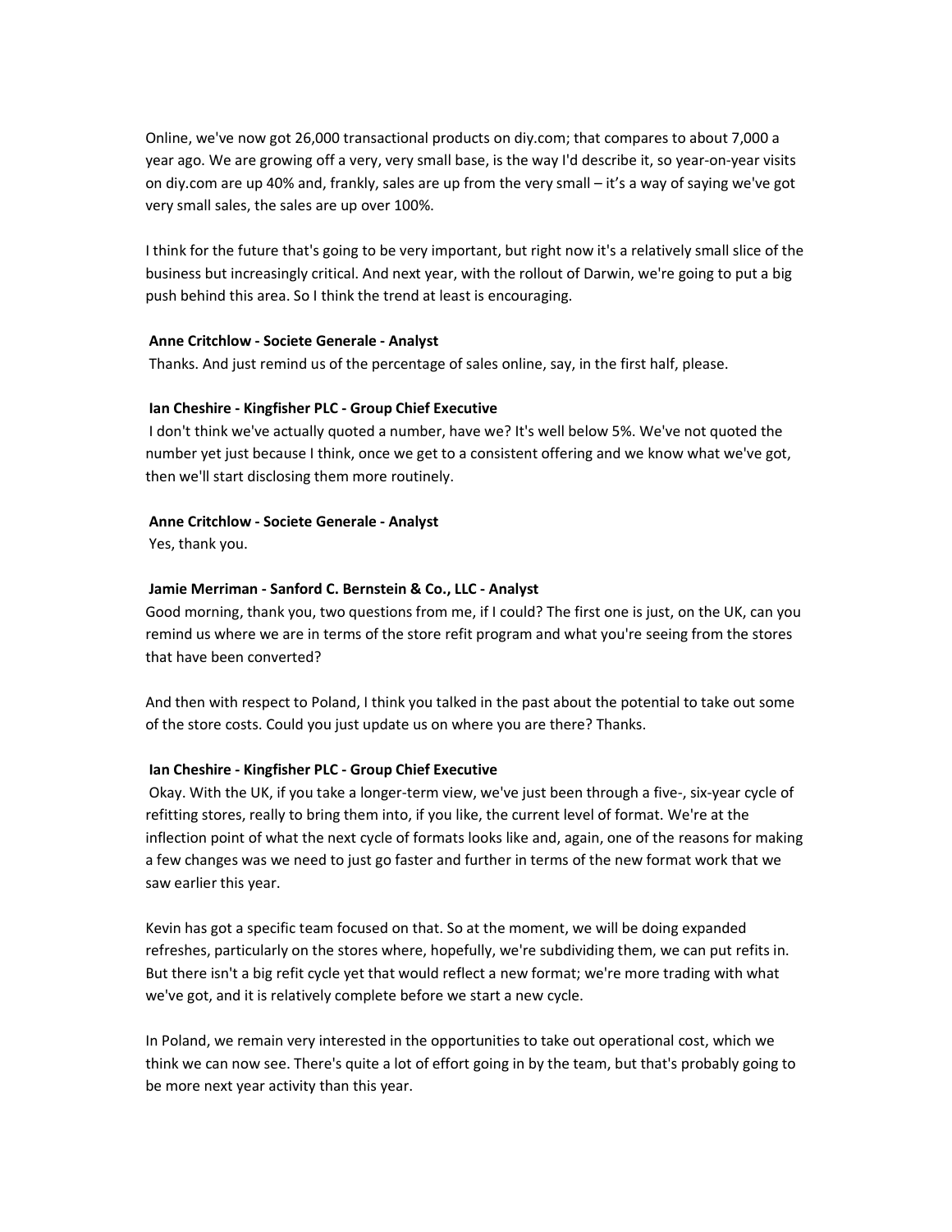Online, we've now got 26,000 transactional products on diy.com; that compares to about 7,000 a year ago. We are growing off a very, very small base, is the way I'd describe it, so year-on-year visits on diy.com are up 40% and, frankly, sales are up from the very small – it's a way of saying we've got very small sales, the sales are up over 100%.

I think for the future that's going to be very important, but right now it's a relatively small slice of the business but increasingly critical. And next year, with the rollout of Darwin, we're going to put a big push behind this area. So I think the trend at least is encouraging.

**Anne Critchlow - Societe Generale - Analyst**

Thanks. And just remind us of the percentage of sales online, say, in the first half, please.

**Ian Cheshire - Kingfisher PLC - Group Chief Executive**

I don't think we've actually quoted a number, have we? It's well below 5%. We've not quoted the number yet just because I think, once we get to a consistent offering and we know what we've got, then we'll start disclosing them more routinely.

**Anne Critchlow - Societe Generale - Analyst**

Yes, thank you.

**Jamie Merriman - Sanford C. Bernstein & Co., LLC - Analyst**

Good morning, thank you, two questions from me, if I could? The first one is just, on the UK, can you remind us where we are in terms of the store refit program and what you're seeing from the stores that have been converted?

And then with respect to Poland, I think you talked in the past about the potential to take out some of the store costs. Could you just update us on where you are there? Thanks.

**Ian Cheshire - Kingfisher PLC - Group Chief Executive**

Okay. With the UK, if you take a longer-term view, we've just been through a five-, six-year cycle of refitting stores, really to bring them into, if you like, the current level of format. We're at the inflection point of what the next cycle of formats looks like and, again, one of the reasons for making a few changes was we need to just go faster and further in terms of the new format work that we saw earlier this year.

Kevin has got a specific team focused on that. So at the moment, we will be doing expanded refreshes, particularly on the stores where, hopefully, we're subdividing them, we can put refits in. But there isn't a big refit cycle yet that would reflect a new format; we're more trading with what we've got, and it is relatively complete before we start a new cycle.

In Poland, we remain very interested in the opportunities to take out operational cost, which we think we can now see. There's quite a lot of effort going in by the team, but that's probably going to be more next year activity than this year.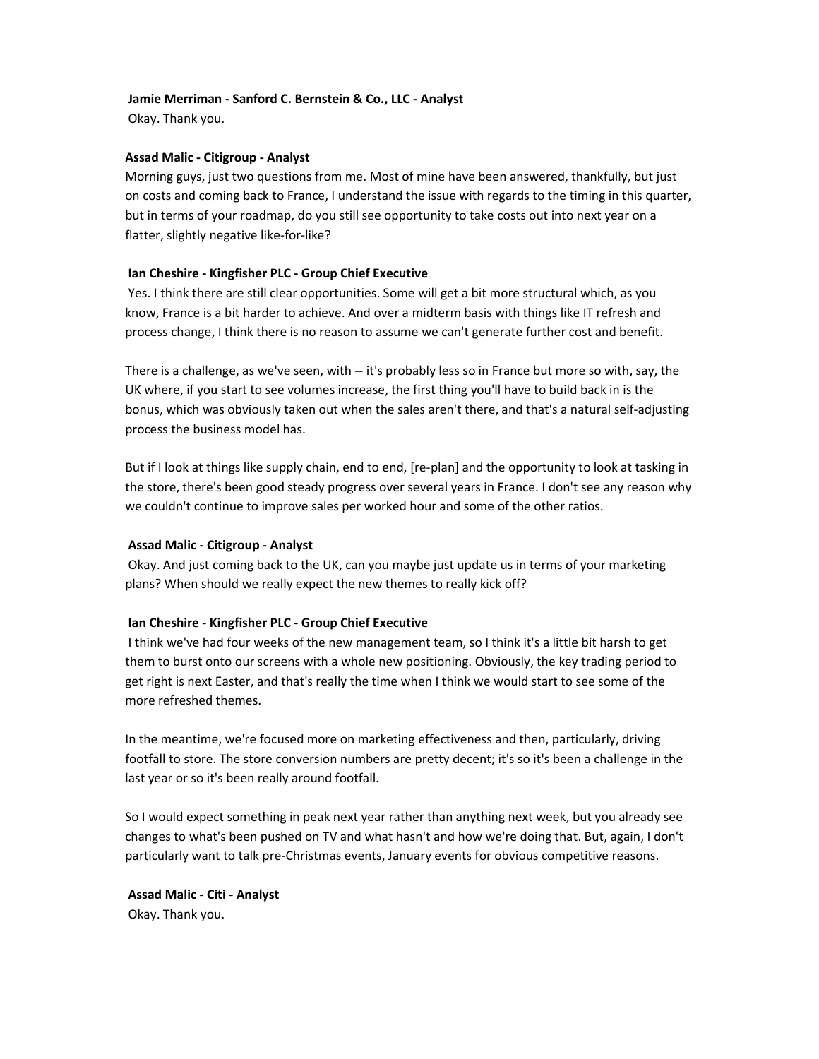**Jamie Merriman - Sanford C. Bernstein & Co., LLC - Analyst**

Okay. Thank you.

**Assad Malic - Citigroup - Analyst**

Morning guys, just two questions from me. Most of mine have been answered, thankfully, but just on costs and coming back to France, I understand the issue with regards to the timing in this quarter, but in terms of your roadmap, do you still see opportunity to take costs out into next year on a flatter, slightly negative like-for-like?

**Ian Cheshire - Kingfisher PLC - Group Chief Executive**

Yes. I think there are still clear opportunities. Some will get a bit more structural which, as you know, France is a bit harder to achieve. And over a midterm basis with things like IT refresh and process change, I think there is no reason to assume we can't generate further cost and benefit.

There is a challenge, as we've seen, with -- it's probably less so in France but more so with, say, the UK where, if you start to see volumes increase, the first thing you'll have to build back in is the bonus, which was obviously taken out when the sales aren't there, and that's a natural self-adjusting process the business model has.

But if I look at things like supply chain, end to end, [re-plan] and the opportunity to look at tasking in the store, there's been good steady progress over several years in France. I don't see any reason why we couldn't continue to improve sales per worked hour and some of the other ratios.

**Assad Malic - Citigroup - Analyst**

Okay. And just coming back to the UK, can you maybe just update us in terms of your marketing plans? When should we really expect the new themes to really kick off?

**Ian Cheshire - Kingfisher PLC - Group Chief Executive**

I think we've had four weeks of the new management team, so I think it's a little bit harsh to get them to burst onto our screens with a whole new positioning. Obviously, the key trading period to get right is next Easter, and that's really the time when I think we would start to see some of the more refreshed themes.

In the meantime, we're focused more on marketing effectiveness and then, particularly, driving footfall to store. The store conversion numbers are pretty decent; it's so it's been a challenge in the last year or so it's been really around footfall.

So I would expect something in peak next year rather than anything next week, but you already see changes to what's been pushed on TV and what hasn't and how we're doing that. But, again, I don't particularly want to talk pre-Christmas events, January events for obvious competitive reasons.

**Assad Malic - Citi - Analyst**

Okay. Thank you.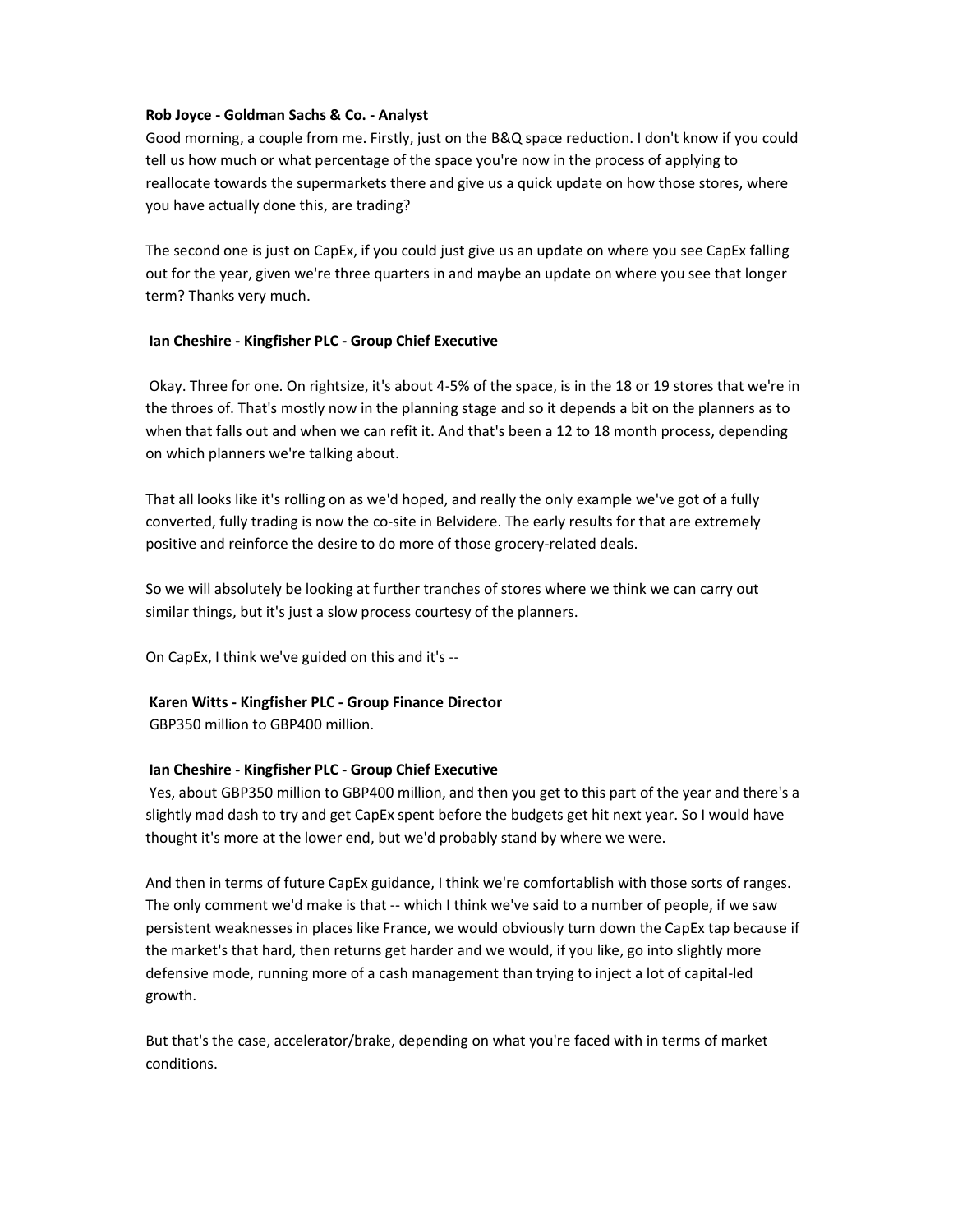**Rob Joyce - Goldman Sachs & Co. - Analyst**

Good morning, a couple from me. Firstly, just on the B&Q space reduction. I don't know if you could tell us how much or what percentage of the space you're now in the process of applying to reallocate towards the supermarkets there and give us a quick update on how those stores, where you have actually done this, are trading?

The second one is just on CapEx, if you could just give us an update on where you see CapEx falling out for the year, given we're three quarters in and maybe an update on where you see that longer term? Thanks very much.

**Ian Cheshire - Kingfisher PLC - Group Chief Executive**

Okay. Three for one. On rightsize, it's about 4-5% of the space, is in the 18 or 19 stores that we're in the throes of. That's mostly now in the planning stage and so it depends a bit on the planners as to when that falls out and when we can refit it. And that's been a 12 to 18 month process, depending on which planners we're talking about.

That all looks like it's rolling on as we'd hoped, and really the only example we've got of a fully converted, fully trading is now the co-site in Belvidere. The early results for that are extremely positive and reinforce the desire to do more of those grocery-related deals.

So we will absolutely be looking at further tranches of stores where we think we can carry out similar things, but it's just a slow process courtesy of the planners.

On CapEx, I think we've guided on this and it's --

**Karen Witts - Kingfisher PLC - Group Finance Director**

GBP350 million to GBP400 million.

**Ian Cheshire - Kingfisher PLC - Group Chief Executive**

Yes, about GBP350 million to GBP400 million, and then you get to this part of the year and there's a slightly mad dash to try and get CapEx spent before the budgets get hit next year. So I would have thought it's more at the lower end, but we'd probably stand by where we were.

And then in terms of future CapEx guidance, I think we're comfortablish with those sorts of ranges. The only comment we'd make is that -- which I think we've said to a number of people, if we saw persistent weaknesses in places like France, we would obviously turn down the CapEx tap because if the market's that hard, then returns get harder and we would, if you like, go into slightly more defensive mode, running more of a cash management than trying to inject a lot of capital-led growth.

But that's the case, accelerator/brake, depending on what you're faced with in terms of market conditions.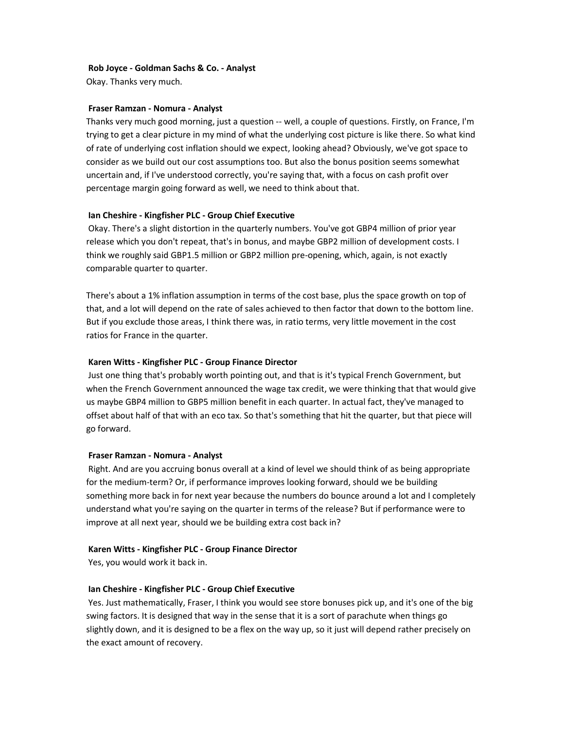**Rob Joyce - Goldman Sachs & Co. - Analyst**

Okay. Thanks very much.

**Fraser Ramzan - Nomura - Analyst**

Thanks very much good morning, just a question -- well, a couple of questions. Firstly, on France, I'm trying to get a clear picture in my mind of what the underlying cost picture is like there. So what kind of rate of underlying cost inflation should we expect, looking ahead? Obviously, we've got space to consider as we build out our cost assumptions too. But also the bonus position seems somewhat uncertain and, if I've understood correctly, you're saying that, with a focus on cash profit over percentage margin going forward as well, we need to think about that.

**Ian Cheshire - Kingfisher PLC - Group Chief Executive**

Okay. There's a slight distortion in the quarterly numbers. You've got GBP4 million of prior year release which you don't repeat, that's in bonus, and maybe GBP2 million of development costs. I think we roughly said GBP1.5 million or GBP2 million pre-opening, which, again, is not exactly comparable quarter to quarter.

There's about a 1% inflation assumption in terms of the cost base, plus the space growth on top of that, and a lot will depend on the rate of sales achieved to then factor that down to the bottom line. But if you exclude those areas, I think there was, in ratio terms, very little movement in the cost ratios for France in the quarter.

**Karen Witts - Kingfisher PLC - Group Finance Director**

Just one thing that's probably worth pointing out, and that is it's typical French Government, but when the French Government announced the wage tax credit, we were thinking that that would give us maybe GBP4 million to GBP5 million benefit in each quarter. In actual fact, they've managed to offset about half of that with an eco tax. So that's something that hit the quarter, but that piece will go forward.

**Fraser Ramzan - Nomura - Analyst**

Right. And are you accruing bonus overall at a kind of level we should think of as being appropriate for the medium-term? Or, if performance improves looking forward, should we be building something more back in for next year because the numbers do bounce around a lot and I completely understand what you're saying on the quarter in terms of the release? But if performance were to improve at all next year, should we be building extra cost back in?

**Karen Witts - Kingfisher PLC - Group Finance Director**

Yes, you would work it back in.

**Ian Cheshire - Kingfisher PLC - Group Chief Executive**

Yes. Just mathematically, Fraser, I think you would see store bonuses pick up, and it's one of the big swing factors. It is designed that way in the sense that it is a sort of parachute when things go slightly down, and it is designed to be a flex on the way up, so it just will depend rather precisely on the exact amount of recovery.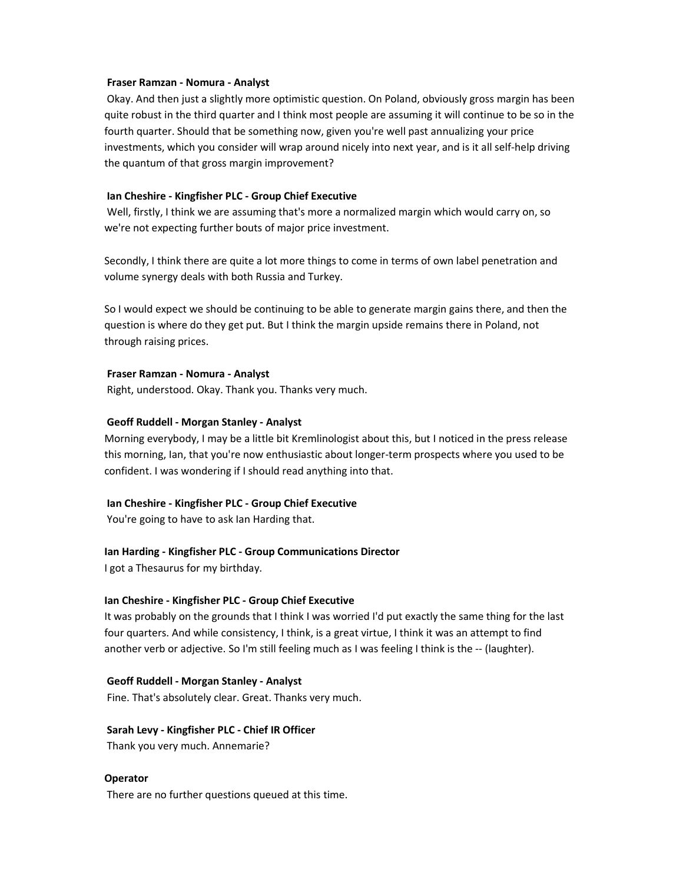**Fraser Ramzan - Nomura - Analyst**

Okay. And then just a slightly more optimistic question. On Poland, obviously gross margin has been quite robust in the third quarter and I think most people are assuming it will continue to be so in the fourth quarter. Should that be something now, given you're well past annualizing your price investments, which you consider will wrap around nicely into next year, and is it all self-help driving the quantum of that gross margin improvement?

**Ian Cheshire - Kingfisher PLC - Group Chief Executive**

Well, firstly, I think we are assuming that's more a normalized margin which would carry on, so we're not expecting further bouts of major price investment.

Secondly, I think there are quite a lot more things to come in terms of own label penetration and volume synergy deals with both Russia and Turkey.

So I would expect we should be continuing to be able to generate margin gains there, and then the question is where do they get put. But I think the margin upside remains there in Poland, not through raising prices.

**Fraser Ramzan - Nomura - Analyst**

Right, understood. Okay. Thank you. Thanks very much.

**Geoff Ruddell - Morgan Stanley - Analyst**

Morning everybody, I may be a little bit Kremlinologist about this, but I noticed in the press release this morning, Ian, that you're now enthusiastic about longer-term prospects where you used to be confident. I was wondering if I should read anything into that.

**Ian Cheshire - Kingfisher PLC - Group Chief Executive**

You're going to have to ask Ian Harding that.

**Ian Harding - Kingfisher PLC - Group Communications Director**

I got a Thesaurus for my birthday.

**Ian Cheshire - Kingfisher PLC - Group Chief Executive**

It was probably on the grounds that I think I was worried I'd put exactly the same thing for the last four quarters. And while consistency, I think, is a great virtue, I think it was an attempt to find another verb or adjective. So I'm still feeling much as I was feeling I think is the -- (laughter).

**Geoff Ruddell - Morgan Stanley - Analyst**

Fine. That's absolutely clear. Great. Thanks very much.

**Sarah Levy - Kingfisher PLC - Chief IR Officer**

Thank you very much. Annemarie?

**Operator**

There are no further questions queued at this time.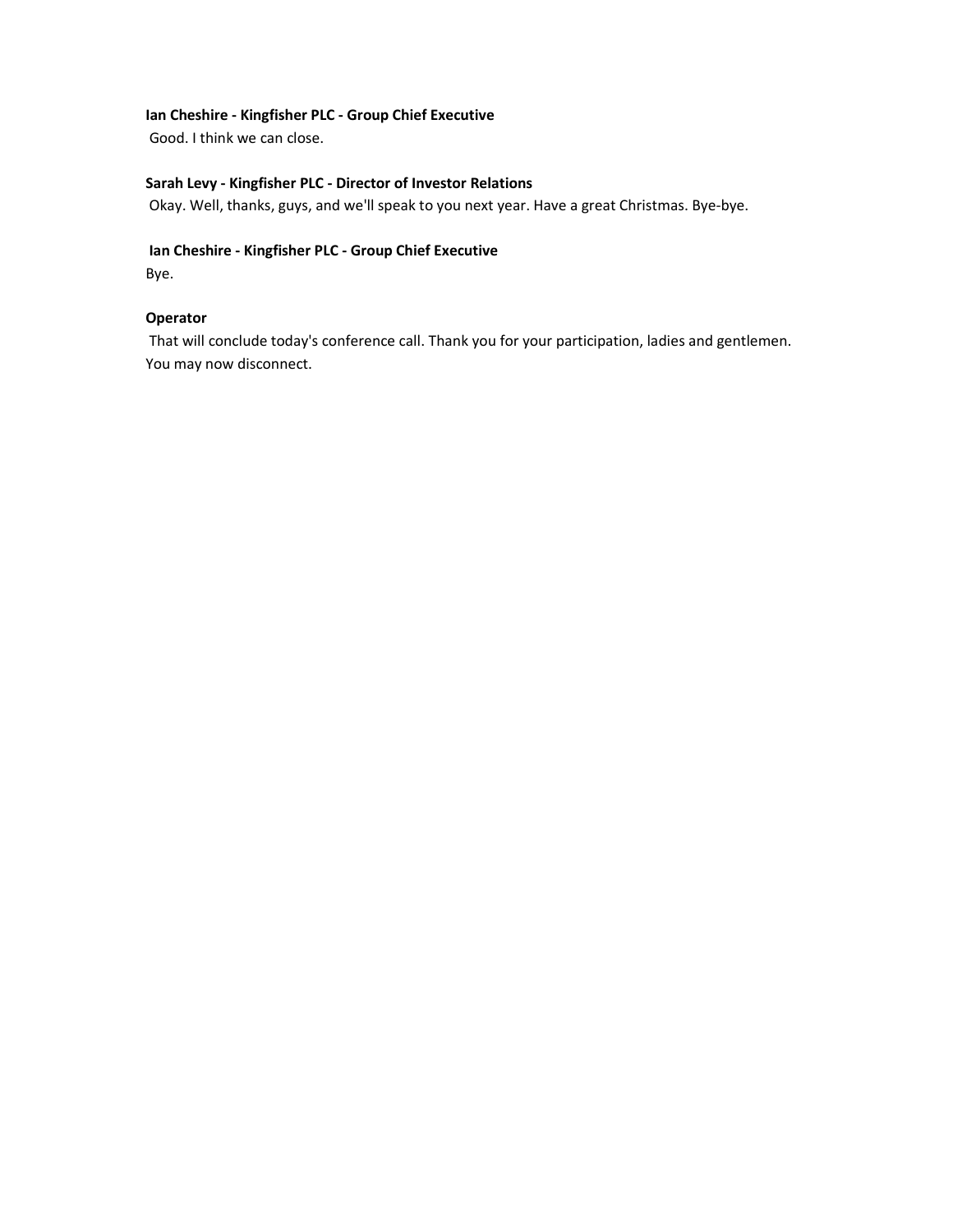**Ian Cheshire - Kingfisher PLC - Group Chief Executive**

Good. I think we can close.

**Sarah Levy - Kingfisher PLC - Director of Investor Relations**

Okay. Well, thanks, guys, and we'll speak to you next year. Have a great Christmas. Bye-bye.

**Ian Cheshire - Kingfisher PLC - Group Chief Executive**

Bye.

**Operator**

That will conclude today's conference call. Thank you for your participation, ladies and gentlemen. You may now disconnect.